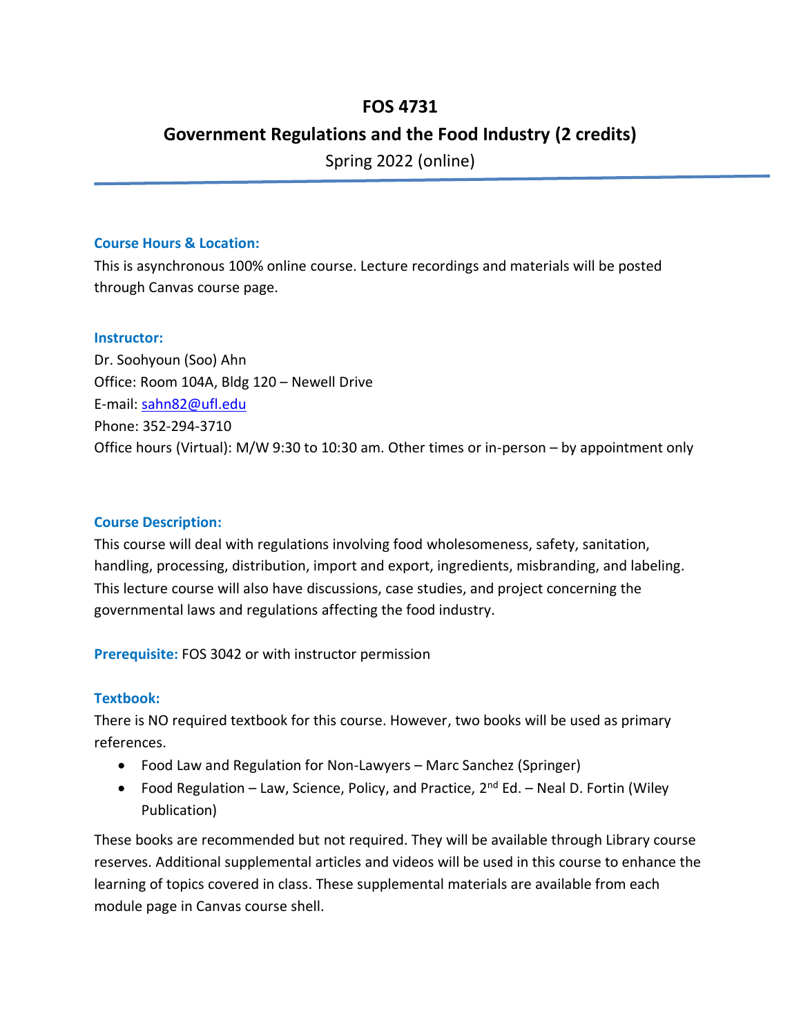# FOS 4731

## Government Regulations and the Food Industry (2 credits)

Spring 2022 (online)

---

### Course Hours & Location:

This is asynchronous 100% online course. Lecture recordings and materials will be posted through Canvas course page.

### Instructor:

Dr. Soohyoun (Soo) Ahn
Office: Room 104A, Bldg 120 – Newell Drive
E-mail: sahn82@ufl.edu
Phone: 352-294-3710
Office hours (Virtual): M/W 9:30 to 10:30 am. Other times or in-person – by appointment only

### Course Description:

This course will deal with regulations involving food wholesomeness, safety, sanitation, handling, processing, distribution, import and export, ingredients, misbranding, and labeling. This lecture course will also have discussions, case studies, and project concerning the governmental laws and regulations affecting the food industry.

**Prerequisite:** FOS 3042 or with instructor permission

### Textbook:

There is NO required textbook for this course. However, two books will be used as primary references.

- Food Law and Regulation for Non-Lawyers – Marc Sanchez (Springer)
- Food Regulation – Law, Science, Policy, and Practice, 2nd Ed. – Neal D. Fortin (Wiley Publication)

These books are recommended but not required. They will be available through Library course reserves. Additional supplemental articles and videos will be used in this course to enhance the learning of topics covered in class. These supplemental materials are available from each module page in Canvas course shell.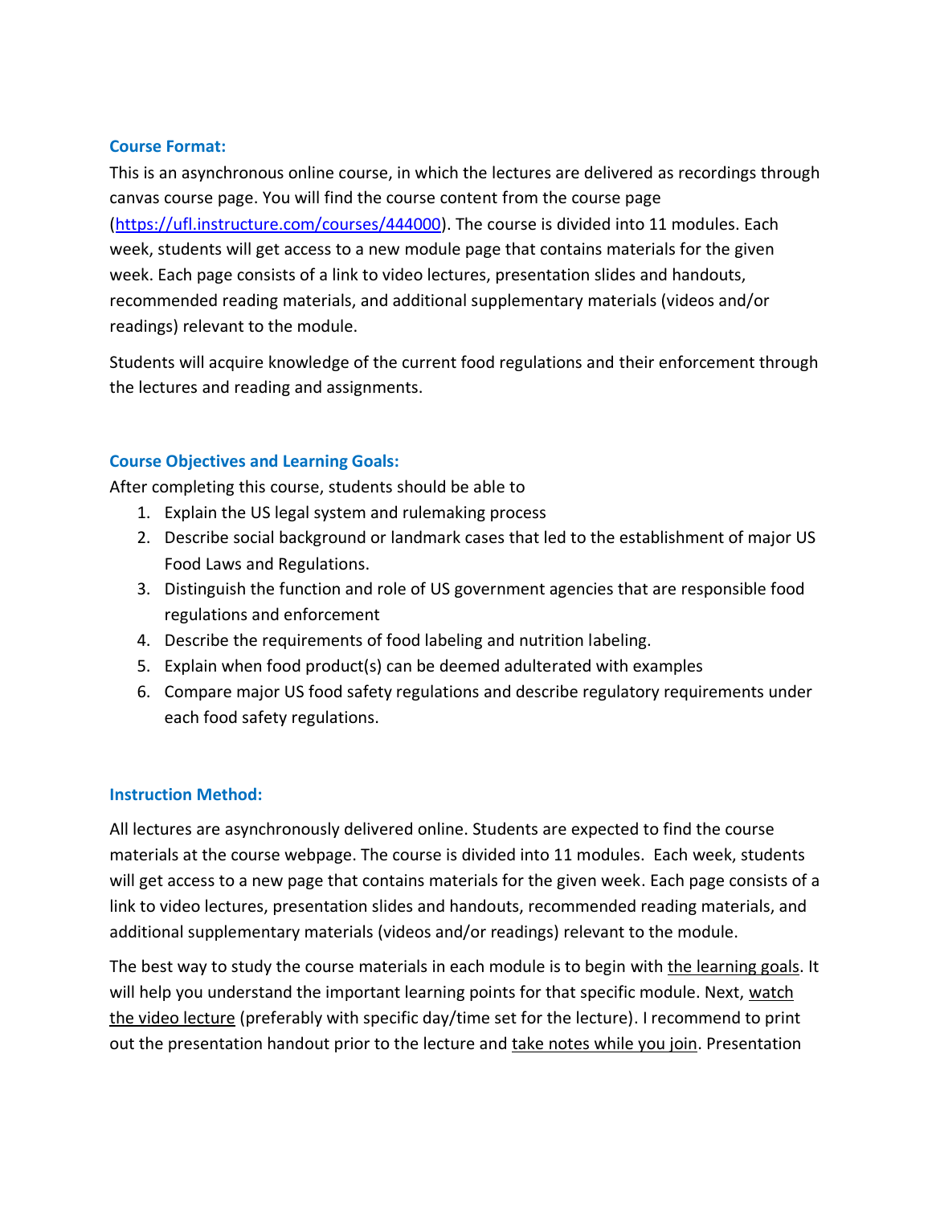### Course Format:

This is an asynchronous online course, in which the lectures are delivered as recordings through canvas course page. You will find the course content from the course page ([https://ufl.instructure.com/courses/444000](https://ufl.instructure.com/courses/444000)). The course is divided into 11 modules. Each week, students will get access to a new module page that contains materials for the given week. Each page consists of a link to video lectures, presentation slides and handouts, recommended reading materials, and additional supplementary materials (videos and/or readings) relevant to the module.

Students will acquire knowledge of the current food regulations and their enforcement through the lectures and reading and assignments.

### Course Objectives and Learning Goals:

After completing this course, students should be able to

1. Explain the US legal system and rulemaking process
2. Describe social background or landmark cases that led to the establishment of major US Food Laws and Regulations.
3. Distinguish the function and role of US government agencies that are responsible food regulations and enforcement
4. Describe the requirements of food labeling and nutrition labeling.
5. Explain when food product(s) can be deemed adulterated with examples
6. Compare major US food safety regulations and describe regulatory requirements under each food safety regulations.

### Instruction Method:

All lectures are asynchronously delivered online. Students are expected to find the course materials at the course webpage. The course is divided into 11 modules. Each week, students will get access to a new page that contains materials for the given week. Each page consists of a link to video lectures, presentation slides and handouts, recommended reading materials, and additional supplementary materials (videos and/or readings) relevant to the module.

The best way to study the course materials in each module is to begin with the learning goals. It will help you understand the important learning points for that specific module. Next, watch the video lecture (preferably with specific day/time set for the lecture). I recommend to print out the presentation handout prior to the lecture and take notes while you join. Presentation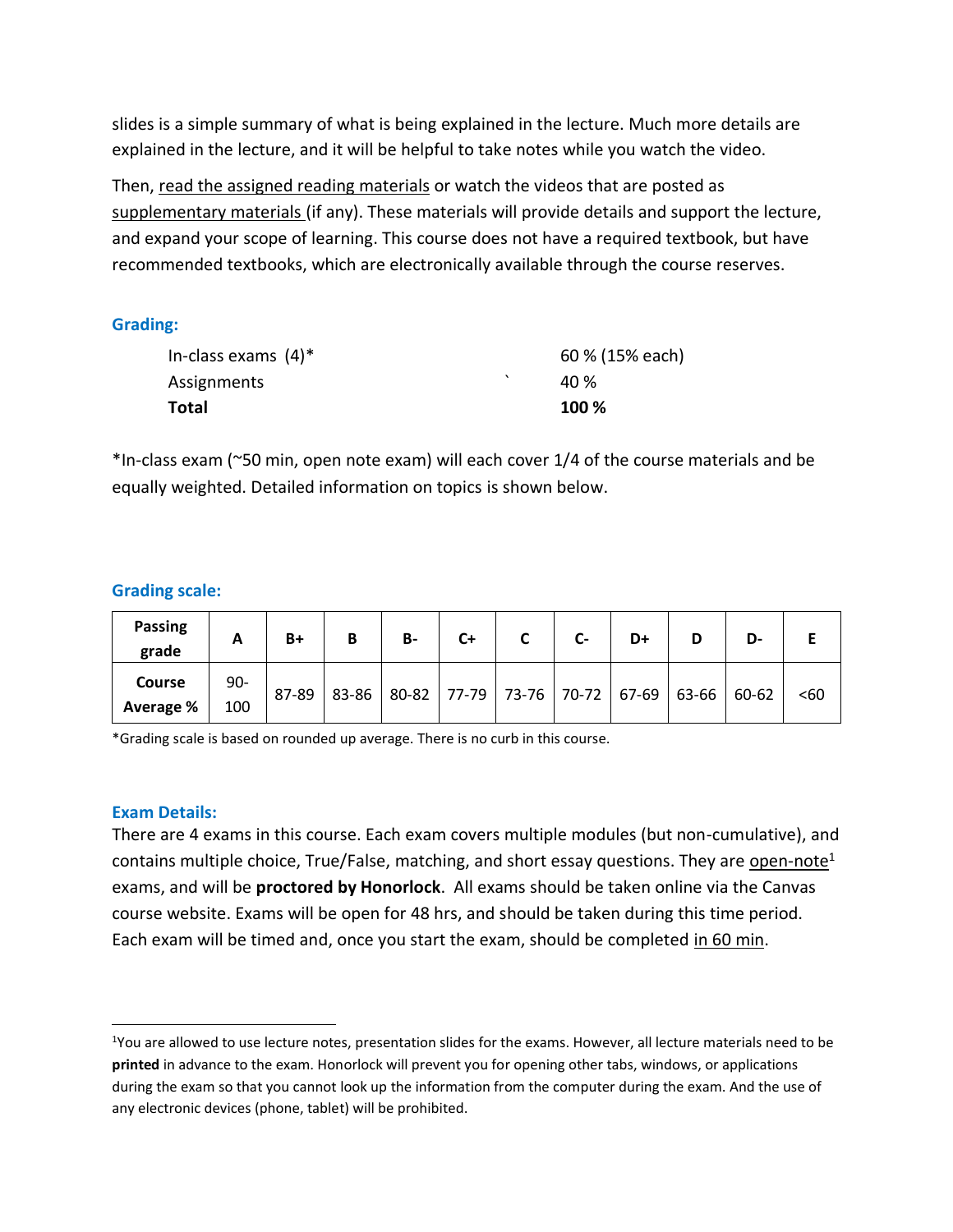slides is a simple summary of what is being explained in the lecture. Much more details are explained in the lecture, and it will be helpful to take notes while you watch the video.

Then, read the assigned reading materials or watch the videos that are posted as supplementary materials (if any). These materials will provide details and support the lecture, and expand your scope of learning. This course does not have a required textbook, but have recommended textbooks, which are electronically available through the course reserves.

### Grading:

| | |
|---|---|
| In-class exams (4)* | 60 % (15% each) |
| Assignments | 40 % |
| **Total** | **100 %** |

*In-class exam (~50 min, open note exam) will each cover 1/4 of the course materials and be equally weighted. Detailed information on topics is shown below.

### Grading scale:

| Passing grade | A | B+ | B | B- | C+ | C | C- | D+ | D | D- | E |
|---|---|---|---|---|---|---|---|---|---|---|---|
| Course Average % | 90-100 | 87-89 | 83-86 | 80-82 | 77-79 | 73-76 | 70-72 | 67-69 | 63-66 | 60-62 | <60 |

*Grading scale is based on rounded up average. There is no curb in this course.

### Exam Details:

There are 4 exams in this course. Each exam covers multiple modules (but non-cumulative), and contains multiple choice, True/False, matching, and short essay questions. They are open-note[1] exams, and will be **proctored by Honorlock**. All exams should be taken online via the Canvas course website. Exams will be open for 48 hrs, and should be taken during this time period. Each exam will be timed and, once you start the exam, should be completed in 60 min.

---

[1]You are allowed to use lecture notes, presentation slides for the exams. However, all lecture materials need to be **printed** in advance to the exam. Honorlock will prevent you for opening other tabs, windows, or applications during the exam so that you cannot look up the information from the computer during the exam. And the use of any electronic devices (phone, tablet) will be prohibited.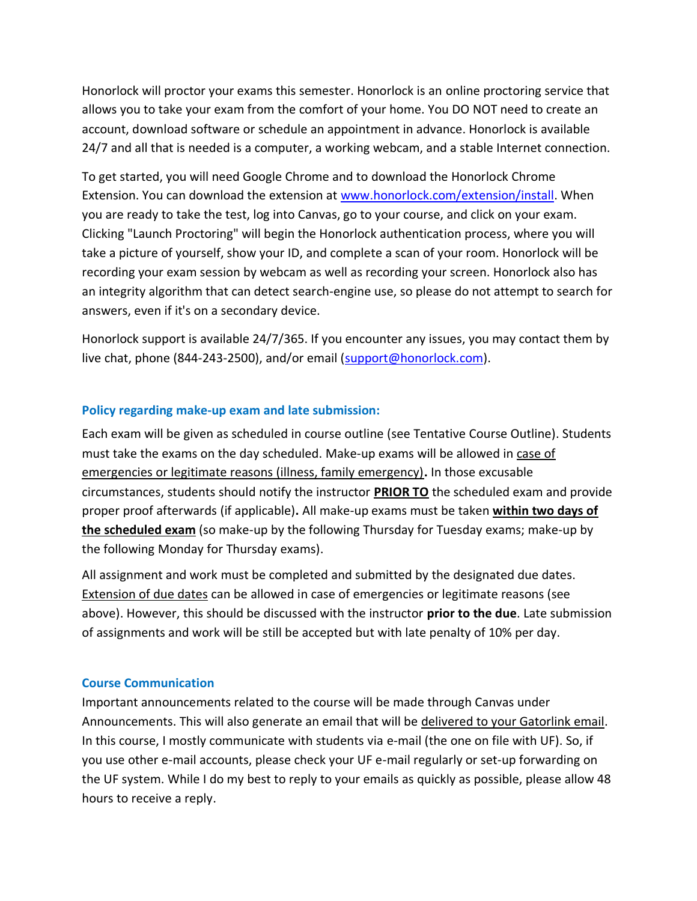Honorlock will proctor your exams this semester. Honorlock is an online proctoring service that allows you to take your exam from the comfort of your home. You DO NOT need to create an account, download software or schedule an appointment in advance. Honorlock is available 24/7 and all that is needed is a computer, a working webcam, and a stable Internet connection.

To get started, you will need Google Chrome and to download the Honorlock Chrome Extension. You can download the extension at [www.honorlock.com/extension/install](www.honorlock.com/extension/install). When you are ready to take the test, log into Canvas, go to your course, and click on your exam. Clicking "Launch Proctoring" will begin the Honorlock authentication process, where you will take a picture of yourself, show your ID, and complete a scan of your room. Honorlock will be recording your exam session by webcam as well as recording your screen. Honorlock also has an integrity algorithm that can detect search-engine use, so please do not attempt to search for answers, even if it's on a secondary device.

Honorlock support is available 24/7/365. If you encounter any issues, you may contact them by live chat, phone (844-243-2500), and/or email ([support@honorlock.com](mailto:support@honorlock.com)).

### Policy regarding make-up exam and late submission:

Each exam will be given as scheduled in course outline (see Tentative Course Outline). Students must take the exams on the day scheduled. Make-up exams will be allowed in case of emergencies or legitimate reasons (illness, family emergency)**.** In those excusable circumstances, students should notify the instructor **PRIOR TO** the scheduled exam and provide proper proof afterwards (if applicable)**.** All make-up exams must be taken **within two days of the scheduled exam** (so make-up by the following Thursday for Tuesday exams; make-up by the following Monday for Thursday exams).

All assignment and work must be completed and submitted by the designated due dates. Extension of due dates can be allowed in case of emergencies or legitimate reasons (see above). However, this should be discussed with the instructor **prior to the due**. Late submission of assignments and work will be still be accepted but with late penalty of 10% per day.

### Course Communication

Important announcements related to the course will be made through Canvas under Announcements. This will also generate an email that will be delivered to your Gatorlink email. In this course, I mostly communicate with students via e-mail (the one on file with UF). So, if you use other e-mail accounts, please check your UF e-mail regularly or set-up forwarding on the UF system. While I do my best to reply to your emails as quickly as possible, please allow 48 hours to receive a reply.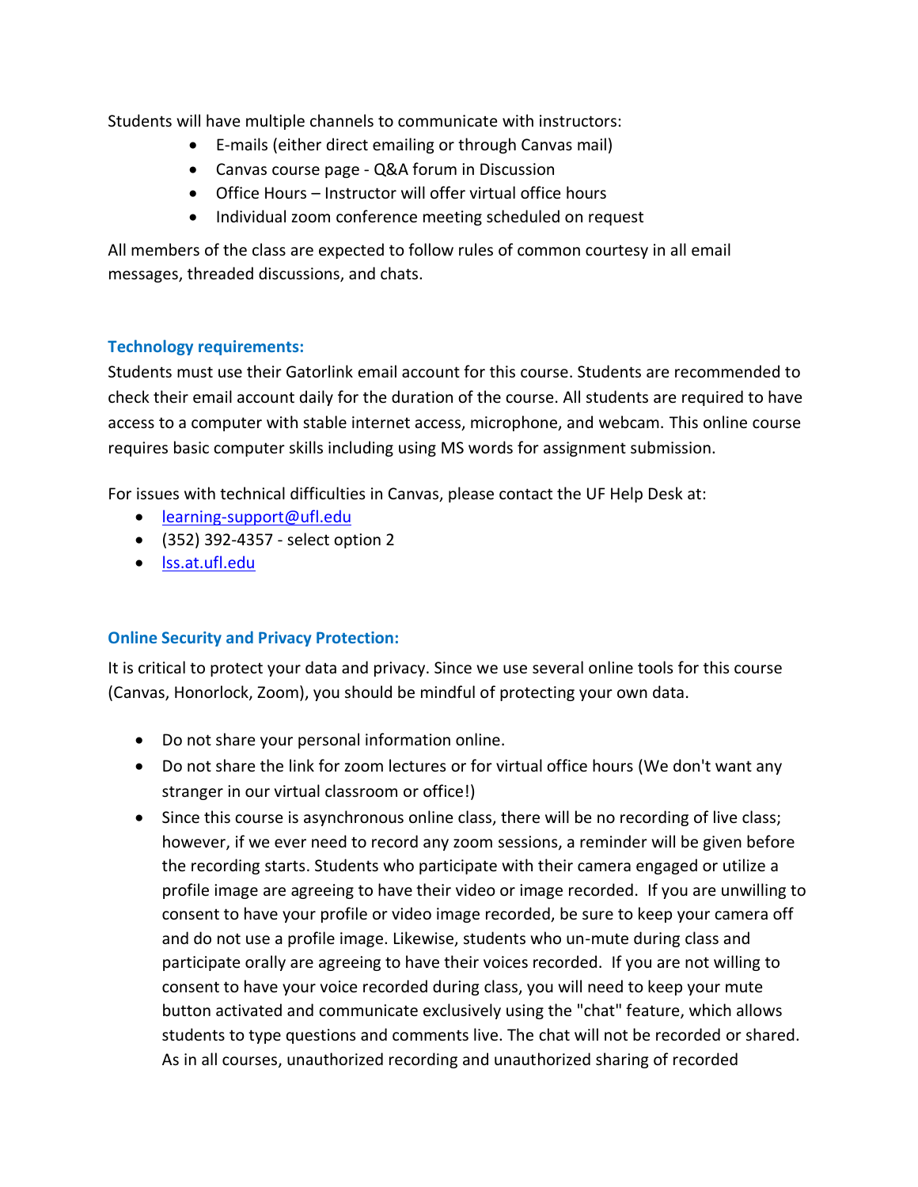Students will have multiple channels to communicate with instructors:

- E-mails (either direct emailing or through Canvas mail)
- Canvas course page - Q&A forum in Discussion
- Office Hours – Instructor will offer virtual office hours
- Individual zoom conference meeting scheduled on request

All members of the class are expected to follow rules of common courtesy in all email messages, threaded discussions, and chats.

### Technology requirements:

Students must use their Gatorlink email account for this course. Students are recommended to check their email account daily for the duration of the course. All students are required to have access to a computer with stable internet access, microphone, and webcam. This online course requires basic computer skills including using MS words for assignment submission.

For issues with technical difficulties in Canvas, please contact the UF Help Desk at:

- [learning-support@ufl.edu](mailto:learning-support@ufl.edu)
- (352) 392-4357 - select option 2
- [lss.at.ufl.edu](http://lss.at.ufl.edu)

### Online Security and Privacy Protection:

It is critical to protect your data and privacy. Since we use several online tools for this course (Canvas, Honorlock, Zoom), you should be mindful of protecting your own data.

- Do not share your personal information online.
- Do not share the link for zoom lectures or for virtual office hours (We don't want any stranger in our virtual classroom or office!)
- Since this course is asynchronous online class, there will be no recording of live class; however, if we ever need to record any zoom sessions, a reminder will be given before the recording starts. Students who participate with their camera engaged or utilize a profile image are agreeing to have their video or image recorded. If you are unwilling to consent to have your profile or video image recorded, be sure to keep your camera off and do not use a profile image. Likewise, students who un-mute during class and participate orally are agreeing to have their voices recorded. If you are not willing to consent to have your voice recorded during class, you will need to keep your mute button activated and communicate exclusively using the "chat" feature, which allows students to type questions and comments live. The chat will not be recorded or shared. As in all courses, unauthorized recording and unauthorized sharing of recorded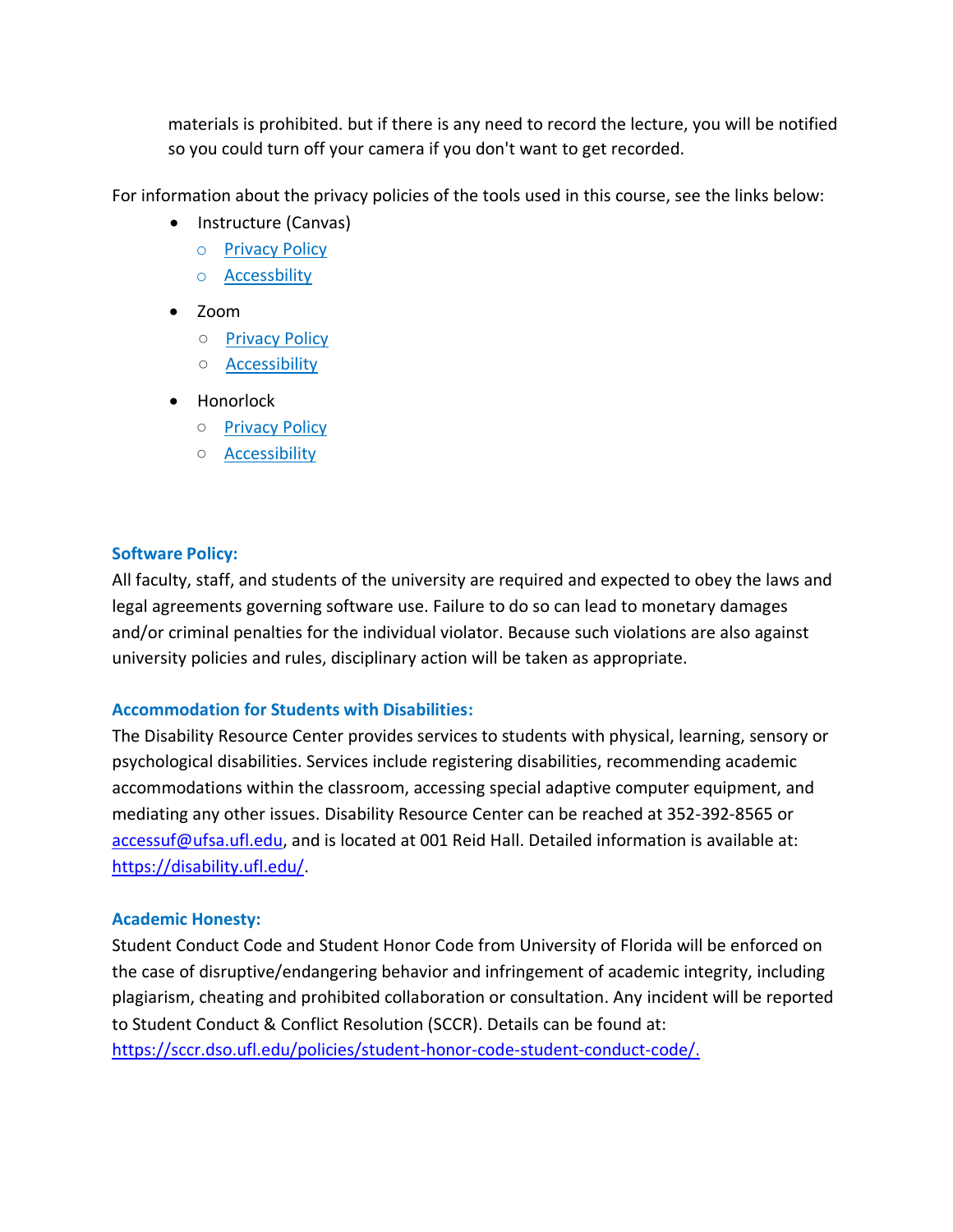materials is prohibited. but if there is any need to record the lecture, you will be notified so you could turn off your camera if you don't want to get recorded.

For information about the privacy policies of the tools used in this course, see the links below:

- Instructure (Canvas)
  - Privacy Policy
  - Accessbility
- Zoom
  - Privacy Policy
  - Accessibility
- Honorlock
  - Privacy Policy
  - Accessibility

### Software Policy:

All faculty, staff, and students of the university are required and expected to obey the laws and legal agreements governing software use. Failure to do so can lead to monetary damages and/or criminal penalties for the individual violator. Because such violations are also against university policies and rules, disciplinary action will be taken as appropriate.

### Accommodation for Students with Disabilities:

The Disability Resource Center provides services to students with physical, learning, sensory or psychological disabilities. Services include registering disabilities, recommending academic accommodations within the classroom, accessing special adaptive computer equipment, and mediating any other issues. Disability Resource Center can be reached at 352-392-8565 or accessuf@ufsa.ufl.edu, and is located at 001 Reid Hall. Detailed information is available at: https://disability.ufl.edu/.

### Academic Honesty:

Student Conduct Code and Student Honor Code from University of Florida will be enforced on the case of disruptive/endangering behavior and infringement of academic integrity, including plagiarism, cheating and prohibited collaboration or consultation. Any incident will be reported to Student Conduct & Conflict Resolution (SCCR). Details can be found at: https://sccr.dso.ufl.edu/policies/student-honor-code-student-conduct-code/.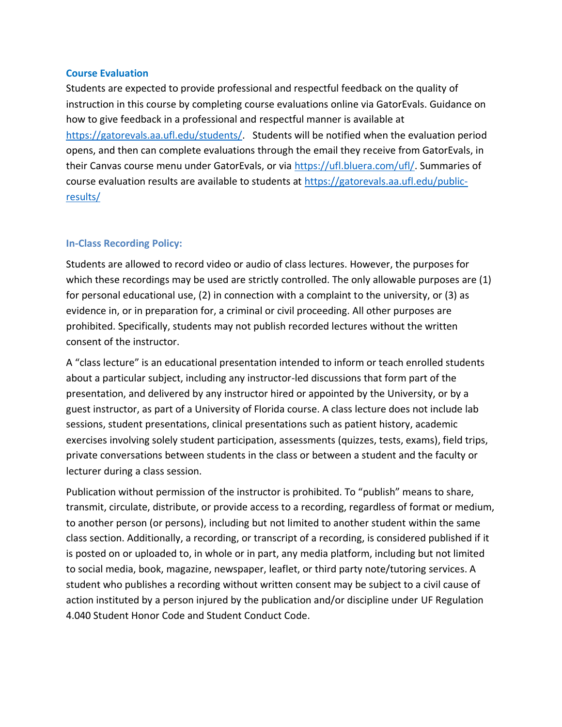### Course Evaluation

Students are expected to provide professional and respectful feedback on the quality of instruction in this course by completing course evaluations online via GatorEvals. Guidance on how to give feedback in a professional and respectful manner is available at https://gatorevals.aa.ufl.edu/students/. Students will be notified when the evaluation period opens, and then can complete evaluations through the email they receive from GatorEvals, in their Canvas course menu under GatorEvals, or via https://ufl.bluera.com/ufl/. Summaries of course evaluation results are available to students at https://gatorevals.aa.ufl.edu/public-results/

### In-Class Recording Policy:

Students are allowed to record video or audio of class lectures. However, the purposes for which these recordings may be used are strictly controlled. The only allowable purposes are (1) for personal educational use, (2) in connection with a complaint to the university, or (3) as evidence in, or in preparation for, a criminal or civil proceeding. All other purposes are prohibited. Specifically, students may not publish recorded lectures without the written consent of the instructor.

A "class lecture" is an educational presentation intended to inform or teach enrolled students about a particular subject, including any instructor-led discussions that form part of the presentation, and delivered by any instructor hired or appointed by the University, or by a guest instructor, as part of a University of Florida course. A class lecture does not include lab sessions, student presentations, clinical presentations such as patient history, academic exercises involving solely student participation, assessments (quizzes, tests, exams), field trips, private conversations between students in the class or between a student and the faculty or lecturer during a class session.

Publication without permission of the instructor is prohibited. To "publish" means to share, transmit, circulate, distribute, or provide access to a recording, regardless of format or medium, to another person (or persons), including but not limited to another student within the same class section. Additionally, a recording, or transcript of a recording, is considered published if it is posted on or uploaded to, in whole or in part, any media platform, including but not limited to social media, book, magazine, newspaper, leaflet, or third party note/tutoring services. A student who publishes a recording without written consent may be subject to a civil cause of action instituted by a person injured by the publication and/or discipline under UF Regulation 4.040 Student Honor Code and Student Conduct Code.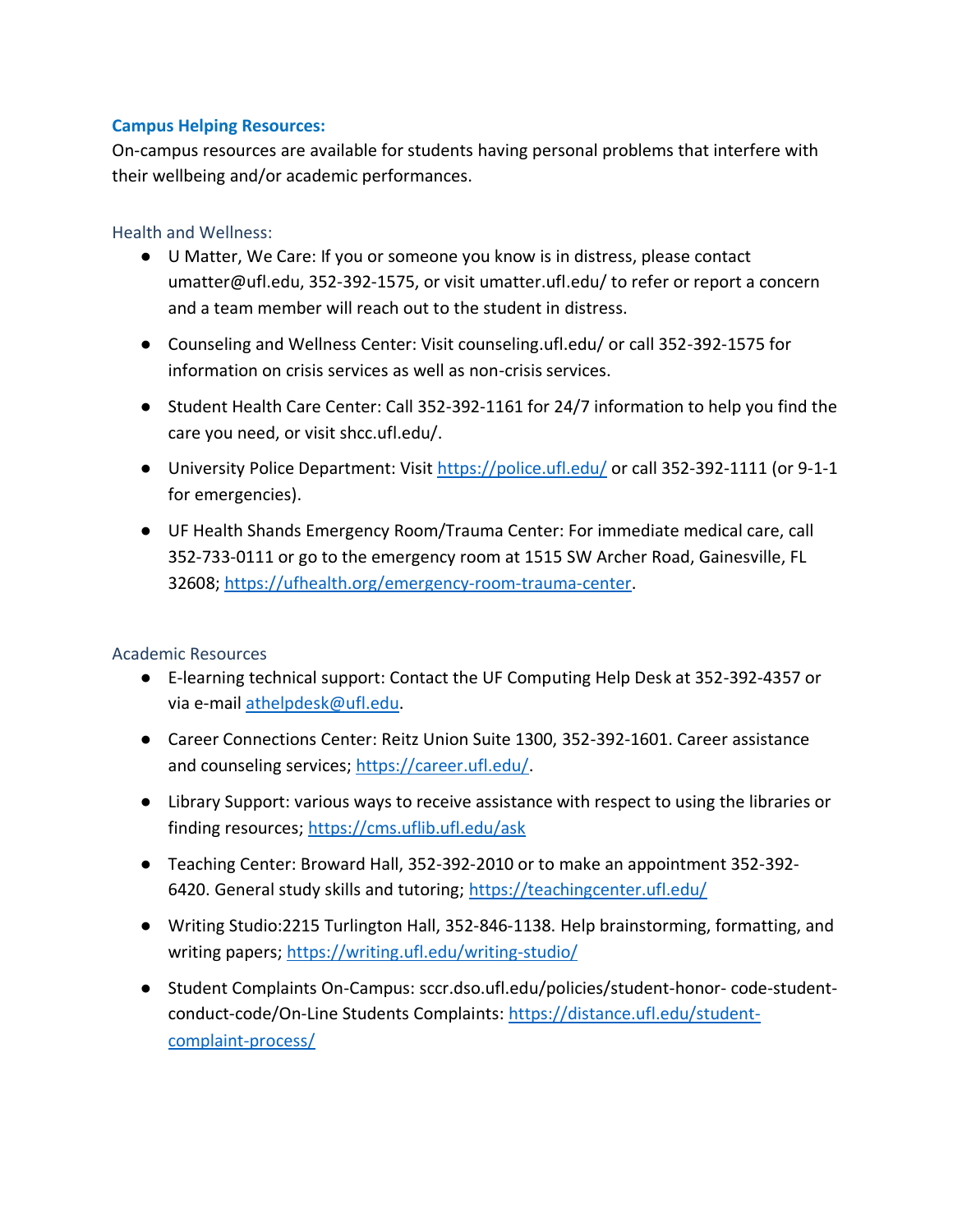## Campus Helping Resources:

On-campus resources are available for students having personal problems that interfere with their wellbeing and/or academic performances.

### Health and Wellness:

- U Matter, We Care: If you or someone you know is in distress, please contact umatter@ufl.edu, 352-392-1575, or visit umatter.ufl.edu/ to refer or report a concern and a team member will reach out to the student in distress.
- Counseling and Wellness Center: Visit counseling.ufl.edu/ or call 352-392-1575 for information on crisis services as well as non-crisis services.
- Student Health Care Center: Call 352-392-1161 for 24/7 information to help you find the care you need, or visit shcc.ufl.edu/.
- University Police Department: Visit https://police.ufl.edu/ or call 352-392-1111 (or 9-1-1 for emergencies).
- UF Health Shands Emergency Room/Trauma Center: For immediate medical care, call 352-733-0111 or go to the emergency room at 1515 SW Archer Road, Gainesville, FL 32608; https://ufhealth.org/emergency-room-trauma-center.

### Academic Resources

- E-learning technical support: Contact the UF Computing Help Desk at 352-392-4357 or via e-mail athelpdesk@ufl.edu.
- Career Connections Center: Reitz Union Suite 1300, 352-392-1601. Career assistance and counseling services; https://career.ufl.edu/.
- Library Support: various ways to receive assistance with respect to using the libraries or finding resources; https://cms.uflib.ufl.edu/ask
- Teaching Center: Broward Hall, 352-392-2010 or to make an appointment 352-392-6420. General study skills and tutoring; https://teachingcenter.ufl.edu/
- Writing Studio:2215 Turlington Hall, 352-846-1138. Help brainstorming, formatting, and writing papers; https://writing.ufl.edu/writing-studio/
- Student Complaints On-Campus: sccr.dso.ufl.edu/policies/student-honor- code-student-conduct-code/On-Line Students Complaints: https://distance.ufl.edu/student-complaint-process/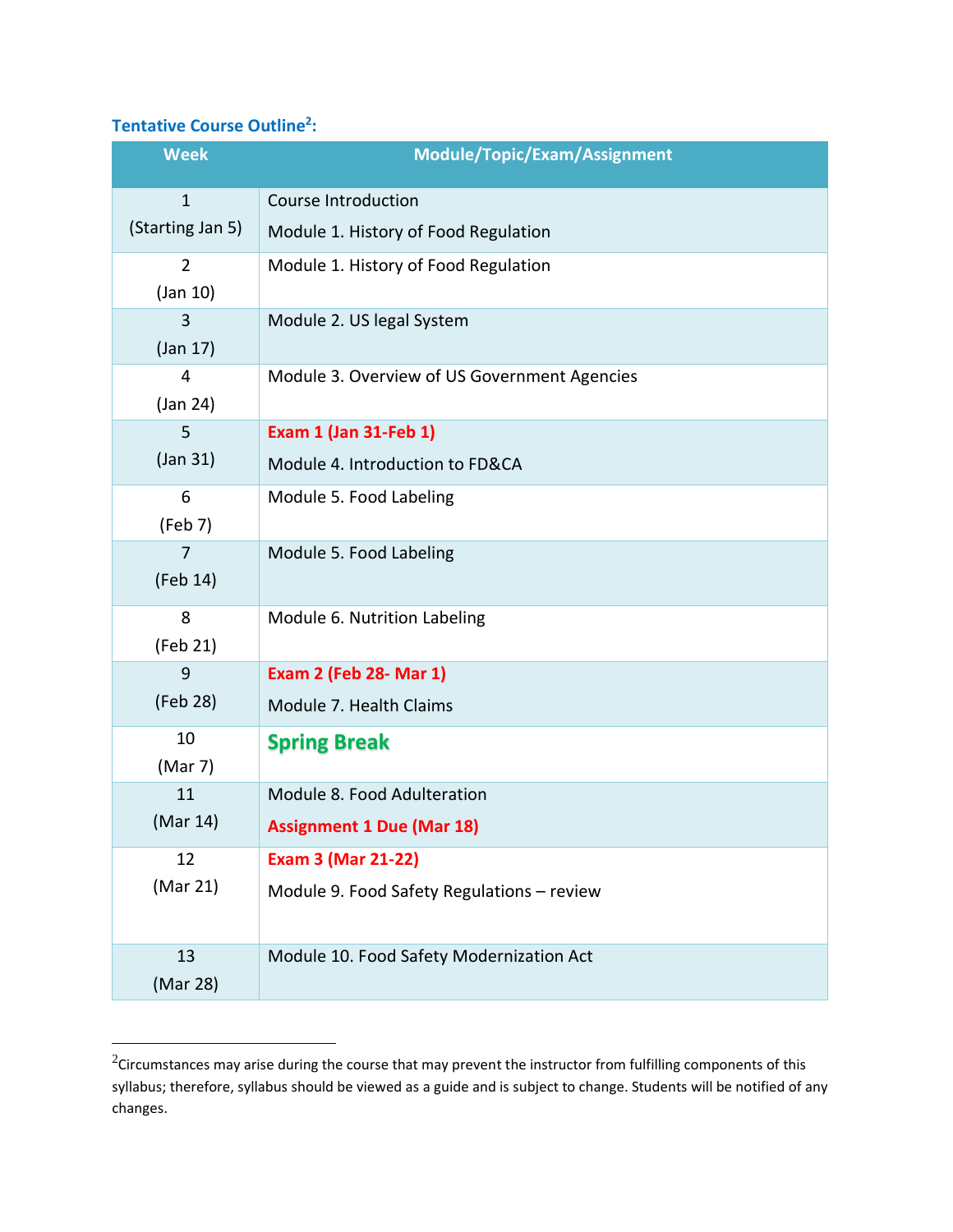### Tentative Course Outline[2]:

| Week | Module/Topic/Exam/Assignment |
|---|---|
| 1 (Starting Jan 5) | Course Introduction<br>Module 1. History of Food Regulation |
| 2 (Jan 10) | Module 1. History of Food Regulation |
| 3 (Jan 17) | Module 2. US legal System |
| 4 (Jan 24) | Module 3. Overview of US Government Agencies |
| 5 (Jan 31) | **Exam 1 (Jan 31-Feb 1)**<br>Module 4. Introduction to FD&CA |
| 6 (Feb 7) | Module 5. Food Labeling |
| 7 (Feb 14) | Module 5. Food Labeling |
| 8 (Feb 21) | Module 6. Nutrition Labeling |
| 9 (Feb 28) | **Exam 2 (Feb 28- Mar 1)**<br>Module 7. Health Claims |
| 10 (Mar 7) | **Spring Break** |
| 11 (Mar 14) | Module 8. Food Adulteration<br>**Assignment 1 Due (Mar 18)** |
| 12 (Mar 21) | **Exam 3 (Mar 21-22)**<br>Module 9. Food Safety Regulations – review |
| 13 (Mar 28) | Module 10. Food Safety Modernization Act |

[2]Circumstances may arise during the course that may prevent the instructor from fulfilling components of this syllabus; therefore, syllabus should be viewed as a guide and is subject to change. Students will be notified of any changes.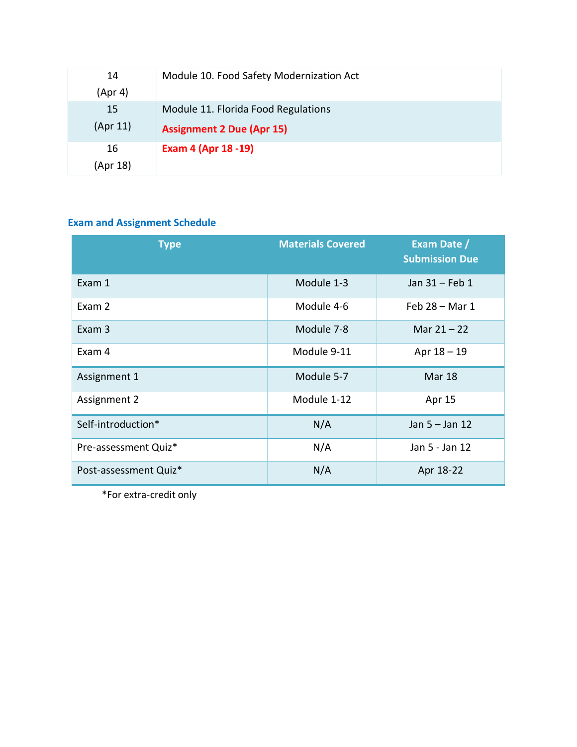| | |
|---|---|
| 14<br>(Apr 4) | Module 10. Food Safety Modernization Act |
| 15<br>(Apr 11) | Module 11. Florida Food Regulations<br>**Assignment 2 Due (Apr 15)** |
| 16<br>(Apr 18) | **Exam 4 (Apr 18 -19)** |

### Exam and Assignment Schedule

| Type | Materials Covered | Exam Date / Submission Due |
|---|---|---|
| Exam 1 | Module 1-3 | Jan 31 – Feb 1 |
| Exam 2 | Module 4-6 | Feb 28 – Mar 1 |
| Exam 3 | Module 7-8 | Mar 21 – 22 |
| Exam 4 | Module 9-11 | Apr 18 – 19 |
| Assignment 1 | Module 5-7 | Mar 18 |
| Assignment 2 | Module 1-12 | Apr 15 |
| Self-introduction* | N/A | Jan 5 – Jan 12 |
| Pre-assessment Quiz* | N/A | Jan 5 - Jan 12 |
| Post-assessment Quiz* | N/A | Apr 18-22 |

*For extra-credit only